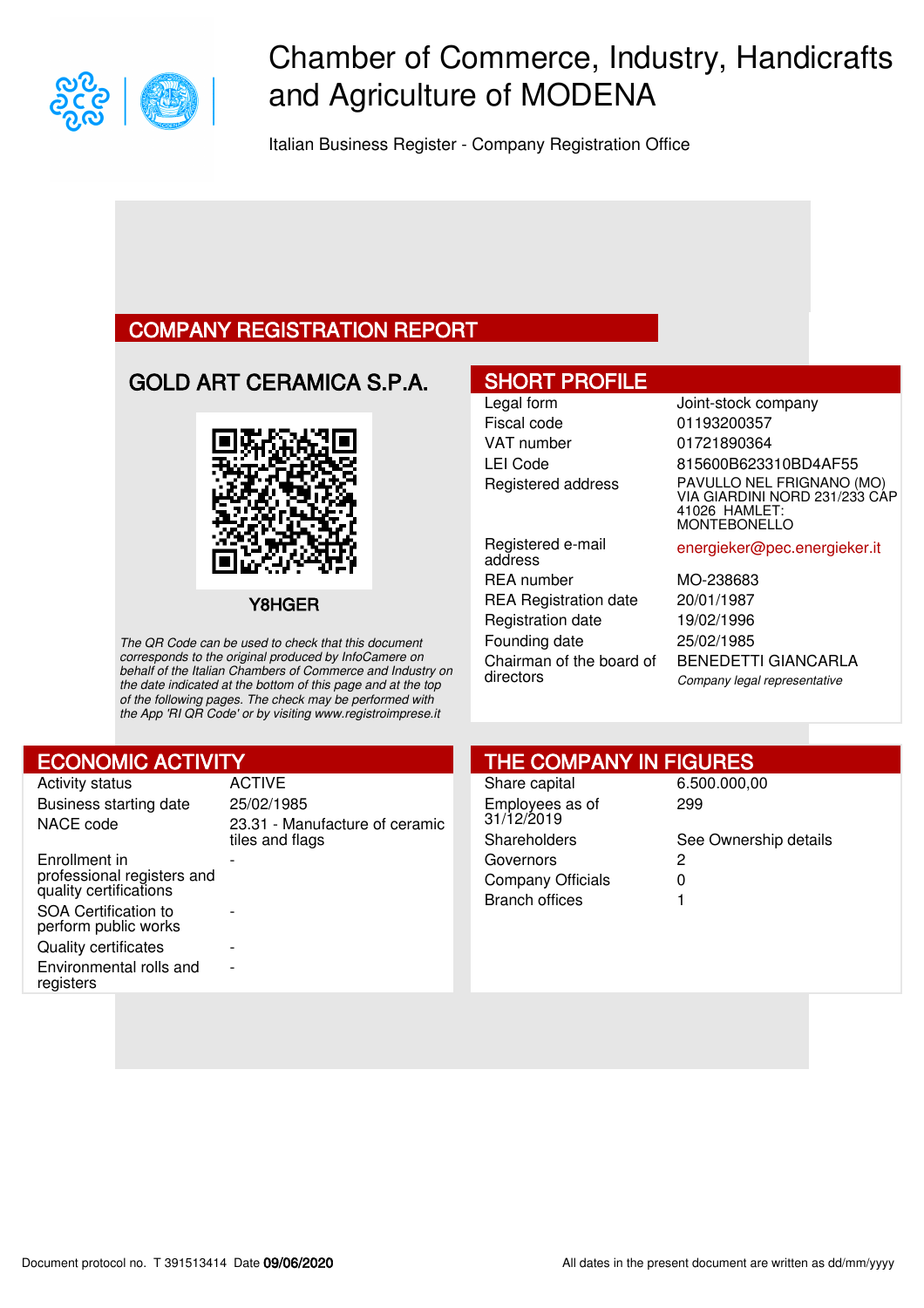# Chamber of Commerce, Industry, Handicrafts and Agriculture of MODENA

Italian Business Register - Company Registration Office

## COMPANY REGISTRATION REPORT

### GOLD ART CERAMICA S.P.A.

Y8HGER

*The QR Code can be used to check that this document corresponds to the original produced by InfoCamere on behalf of the Italian Chambers of Commerce and Industry on the date indicated at the bottom of this page and at the top of the following pages. The check may be performed with the App 'RI QR Code' or by visiting www.registroimprese.it*

## SHORT PROFILE

| | |
|---|---|
| Legal form | Joint-stock company |
| Fiscal code | 01193200357 |
| VAT number | 01721890364 |
| LEI Code | 815600B623310BD4AF55 |
| Registered address | PAVULLO NEL FRIGNANO (MO) VIA GIARDINI NORD 231/233 CAP 41026 HAMLET: MONTEBONELLO |
| Registered e-mail address | energieker@pec.energieker.it |
| REA number | MO-238683 |
| REA Registration date | 20/01/1987 |
| Registration date | 19/02/1996 |
| Founding date | 25/02/1985 |
| Chairman of the board of directors | BENEDETTI GIANCARLA *Company legal representative* |

## ECONOMIC ACTIVITY

| | |
|---|---|
| Activity status | ACTIVE |
| Business starting date | 25/02/1985 |
| NACE code | 23.31 - Manufacture of ceramic tiles and flags |
| Enrollment in professional registers and quality certifications | - |
| SOA Certification to perform public works | - |
| Quality certificates | - |
| Environmental rolls and registers | - |

## THE COMPANY IN FIGURES

| | |
|---|---|
| Share capital | 6.500.000,00 |
| Employees as of 31/12/2019 | 299 |
| Shareholders | See Ownership details |
| Governors | 2 |
| Company Officials | 0 |
| Branch offices | 1 |

Document protocol no. T 391513414 Date **09/06/2020**

All dates in the present document are written as dd/mm/yyyy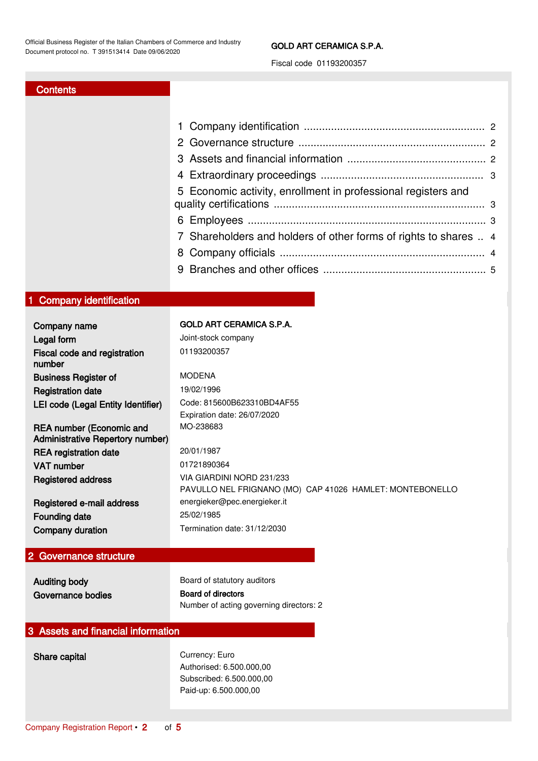Official Business Register of the Italian Chambers of Commerce and Industry
Document protocol no. T 391513414 Date 09/06/2020

**GOLD ART CERAMICA S.P.A.**

Fiscal code 01193200357

## Contents

1 Company identification .......... 2
2 Governance structure .......... 2
3 Assets and financial information .......... 2
4 Extraordinary proceedings .......... 3
5 Economic activity, enrollment in professional registers and quality certifications .......... 3
6 Employees .......... 3
7 Shareholders and holders of other forms of rights to shares .. 4
8 Company officials .......... 4
9 Branches and other offices .......... 5

## 1 Company identification

| | |
|---|---|
| **Company name** | **GOLD ART CERAMICA S.P.A.** |
| **Legal form** | Joint-stock company |
| **Fiscal code and registration number** | 01193200357 |
| **Business Register of** | MODENA |
| **Registration date** | 19/02/1996 |
| **LEI code (Legal Entity Identifier)** | Code: 815600B623310BD4AF55<br>Expiration date: 26/07/2020 |
| **REA number (Economic and Administrative Repertory number)** | MO-238683 |
| **REA registration date** | 20/01/1987 |
| **VAT number** | 01721890364 |
| **Registered address** | VIA GIARDINI NORD 231/233<br>PAVULLO NEL FRIGNANO (MO) CAP 41026 HAMLET: MONTEBONELLO |
| **Registered e-mail address** | energieker@pec.energieker.it |
| **Founding date** | 25/02/1985 |
| **Company duration** | Termination date: 31/12/2030 |

## 2 Governance structure

| | |
|---|---|
| **Auditing body** | Board of statutory auditors |
| **Governance bodies** | **Board of directors**<br>Number of acting governing directors: 2 |

## 3 Assets and financial information

| | |
|---|---|
| **Share capital** | Currency: Euro<br>Authorised: 6.500.000,00<br>Subscribed: 6.500.000,00<br>Paid-up: 6.500.000,00 |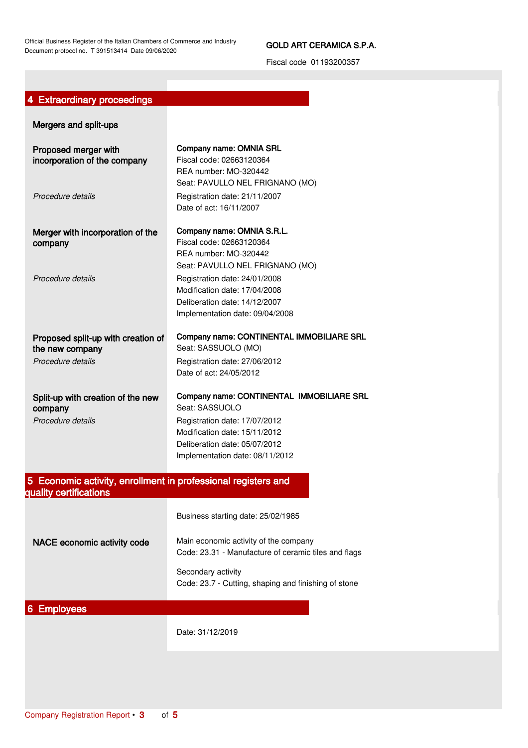## 4 Extraordinary proceedings

### Mergers and split-ups

**Proposed merger with incorporation of the company**

**Company name: OMNIA SRL**
Fiscal code: 02663120364
REA number: MO-320442
Seat: PAVULLO NEL FRIGNANO (MO)

*Procedure details*

Registration date: 21/11/2007
Date of act: 16/11/2007

**Merger with incorporation of the company**

**Company name: OMNIA S.R.L.**
Fiscal code: 02663120364
REA number: MO-320442
Seat: PAVULLO NEL FRIGNANO (MO)

*Procedure details*

Registration date: 24/01/2008
Modification date: 17/04/2008
Deliberation date: 14/12/2007
Implementation date: 09/04/2008

**Proposed split-up with creation of the new company**

**Company name: CONTINENTAL IMMOBILIARE SRL**
Seat: SASSUOLO (MO)

*Procedure details*

Registration date: 27/06/2012
Date of act: 24/05/2012

**Split-up with creation of the new company**

**Company name: CONTINENTAL IMMOBILIARE SRL**
Seat: SASSUOLO

*Procedure details*

Registration date: 17/07/2012
Modification date: 15/11/2012
Deliberation date: 05/07/2012
Implementation date: 08/11/2012

## 5 Economic activity, enrollment in professional registers and quality certifications

Business starting date: 25/02/1985

**NACE economic activity code**

Main economic activity of the company
Code: 23.31 - Manufacture of ceramic tiles and flags

Secondary activity
Code: 23.7 - Cutting, shaping and finishing of stone

## 6 Employees

Date: 31/12/2019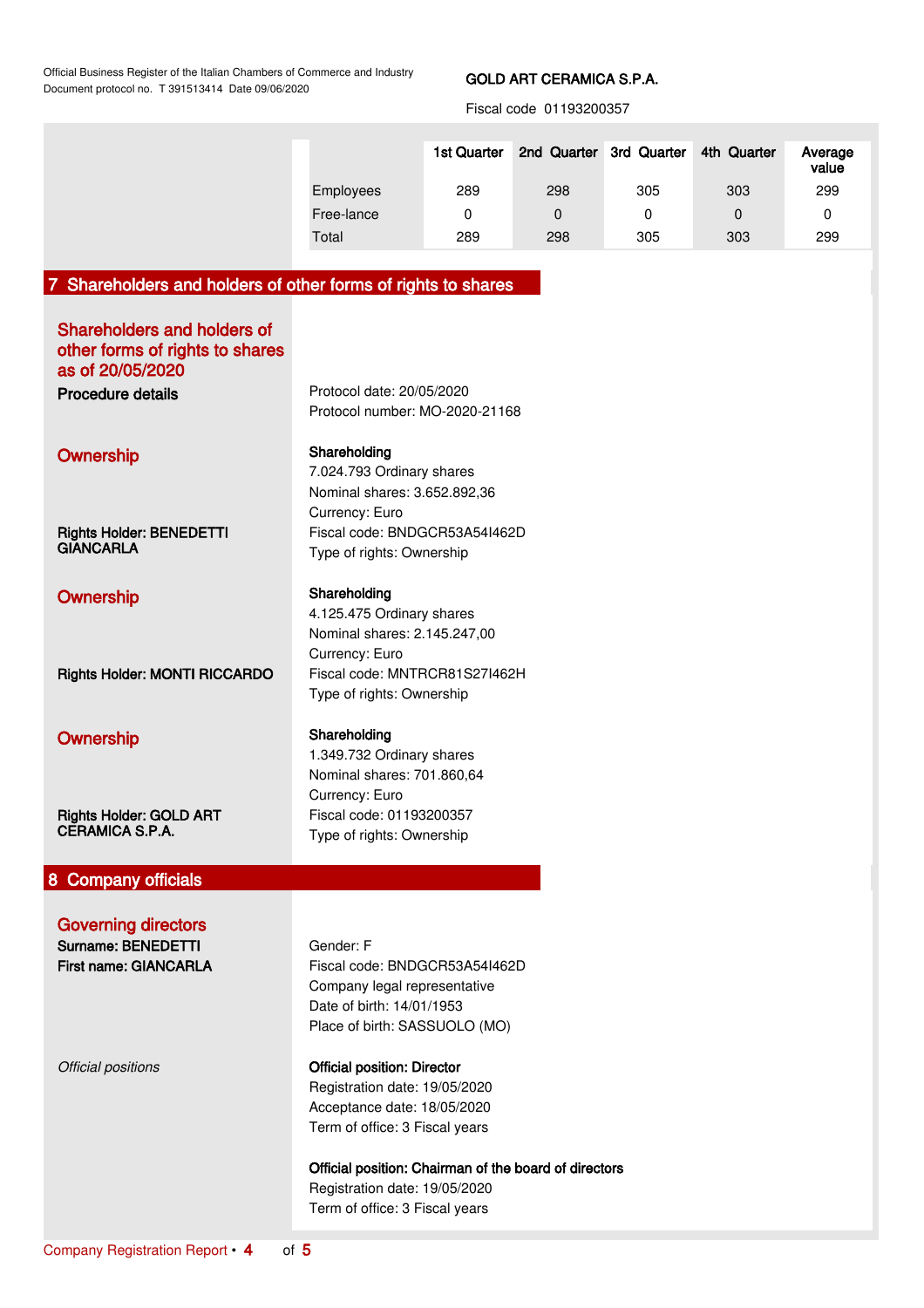| | 1st Quarter | 2nd Quarter | 3rd Quarter | 4th Quarter | Average value |
|---|---|---|---|---|---|
| Employees | 289 | 298 | 305 | 303 | 299 |
| Free-lance | 0 | 0 | 0 | 0 | 0 |
| Total | 289 | 298 | 305 | 303 | 299 |

## 7 Shareholders and holders of other forms of rights to shares

### Shareholders and holders of other forms of rights to shares as of 20/05/2020

**Procedure details**

Protocol date: 20/05/2020
Protocol number: MO-2020-21168

### Ownership

**Rights Holder: BENEDETTI GIANCARLA**

**Shareholding**
7.024.793 Ordinary shares
Nominal shares: 3.652.892,36
Currency: Euro
Fiscal code: BNDGCR53A54I462D
Type of rights: Ownership

### Ownership

**Rights Holder: MONTI RICCARDO**

**Shareholding**
4.125.475 Ordinary shares
Nominal shares: 2.145.247,00
Currency: Euro
Fiscal code: MNTRCR81S27I462H
Type of rights: Ownership

### Ownership

**Rights Holder: GOLD ART CERAMICA S.P.A.**

**Shareholding**
1.349.732 Ordinary shares
Nominal shares: 701.860,64
Currency: Euro
Fiscal code: 01193200357
Type of rights: Ownership

## 8 Company officials

### Governing directors

**Surname: BENEDETTI**
**First name: GIANCARLA**

Gender: F
Fiscal code: BNDGCR53A54I462D
Company legal representative
Date of birth: 14/01/1953
Place of birth: SASSUOLO (MO)

*Official positions*

**Official position: Director**
Registration date: 19/05/2020
Acceptance date: 18/05/2020
Term of office: 3 Fiscal years

**Official position: Chairman of the board of directors**
Registration date: 19/05/2020
Term of office: 3 Fiscal years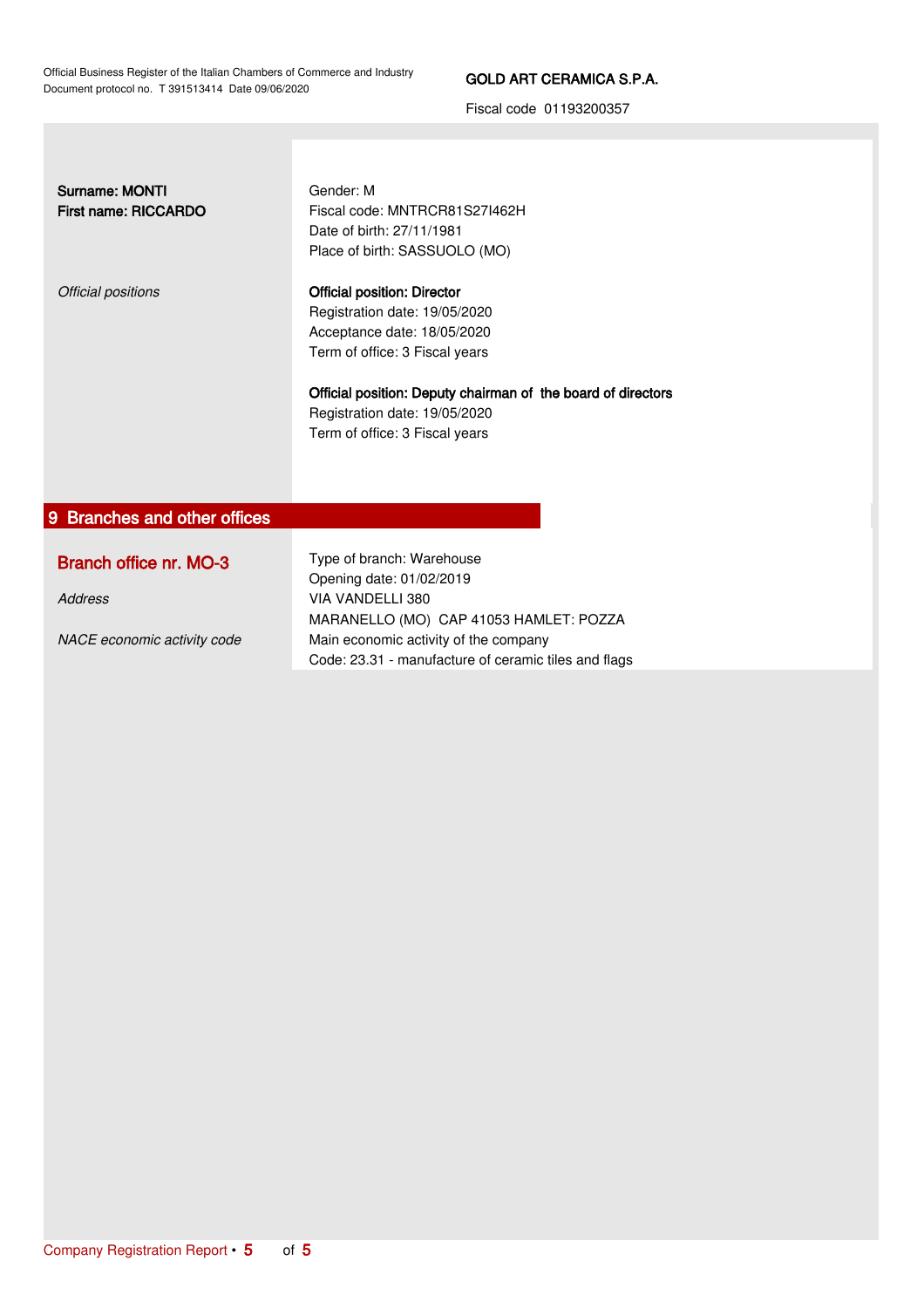| | |
|---|---|
| **Surname: MONTI**<br>**First name: RICCARDO** | Gender: M<br>Fiscal code: MNTRCR81S27I462H<br>Date of birth: 27/11/1981<br>Place of birth: SASSUOLO (MO) |
| *Official positions* | **Official position: Director**<br>Registration date: 19/05/2020<br>Acceptance date: 18/05/2020<br>Term of office: 3 Fiscal years<br><br>**Official position: Deputy chairman of the board of directors**<br>Registration date: 19/05/2020<br>Term of office: 3 Fiscal years |

## 9 Branches and other offices

| | |
|---|---|
| **Branch office nr. MO-3** | Type of branch: Warehouse<br>Opening date: 01/02/2019 |
| *Address* | VIA VANDELLI 380<br>MARANELLO (MO) CAP 41053 HAMLET: POZZA |
| *NACE economic activity code* | Main economic activity of the company<br>Code: 23.31 - manufacture of ceramic tiles and flags |